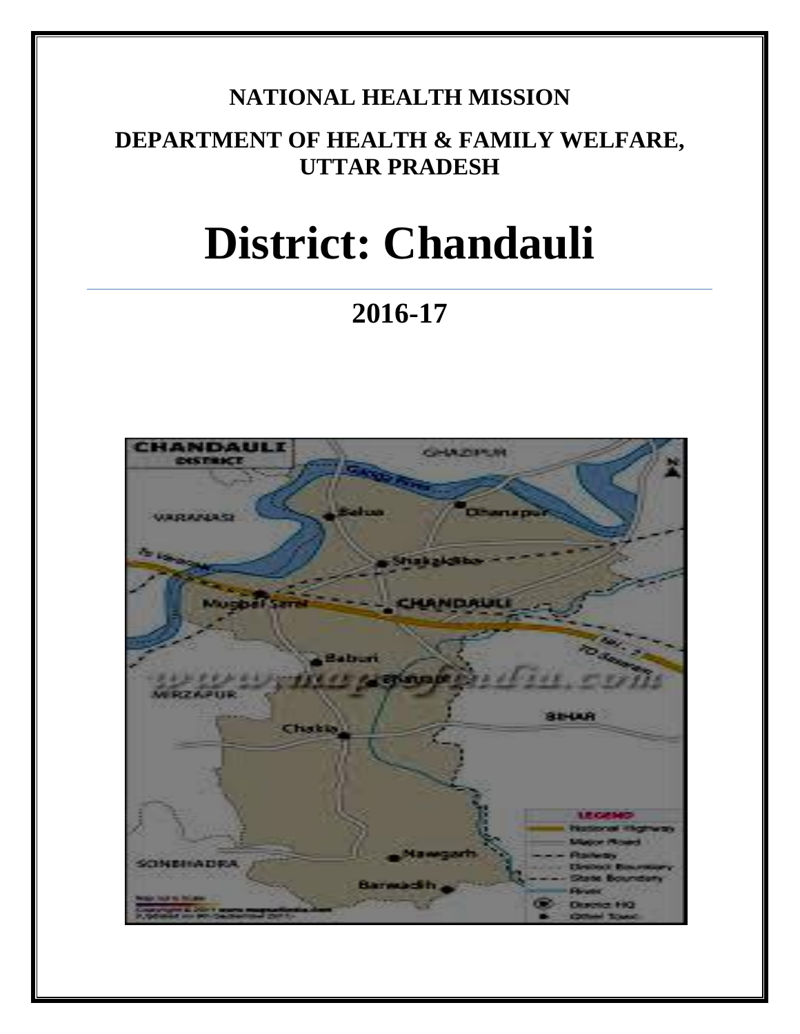**NATIONAL HEALTH MISSION**

**DEPARTMENT OF HEALTH & FAMILY WELFARE, UTTAR PRADESH**

# District: Chandauli

## 2016-17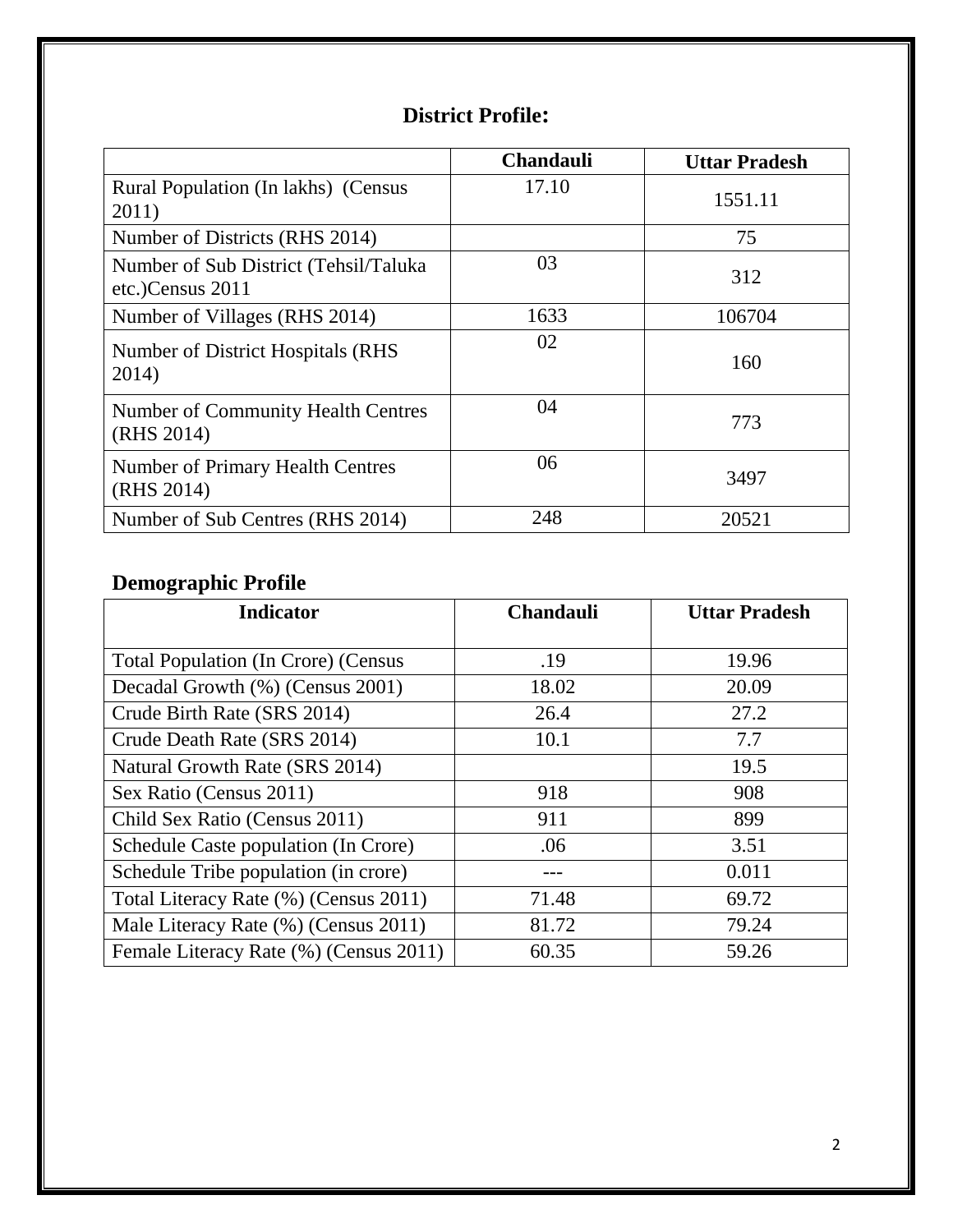## District Profile:

| | Chandauli | Uttar Pradesh |
|---|---|---|
| Rural Population (In lakhs) (Census 2011) | 17.10 | 1551.11 |
| Number of Districts (RHS 2014) | | 75 |
| Number of Sub District (Tehsil/Taluka etc.)Census 2011 | 03 | 312 |
| Number of Villages (RHS 2014) | 1633 | 106704 |
| Number of District Hospitals (RHS 2014) | 02 | 160 |
| Number of Community Health Centres (RHS 2014) | 04 | 773 |
| Number of Primary Health Centres (RHS 2014) | 06 | 3497 |
| Number of Sub Centres (RHS 2014) | 248 | 20521 |

## Demographic Profile

| Indicator | Chandauli | Uttar Pradesh |
|---|---|---|
| Total Population (In Crore) (Census | .19 | 19.96 |
| Decadal Growth (%) (Census 2001) | 18.02 | 20.09 |
| Crude Birth Rate (SRS 2014) | 26.4 | 27.2 |
| Crude Death Rate (SRS 2014) | 10.1 | 7.7 |
| Natural Growth Rate (SRS 2014) | | 19.5 |
| Sex Ratio (Census 2011) | 918 | 908 |
| Child Sex Ratio (Census 2011) | 911 | 899 |
| Schedule Caste population (In Crore) | .06 | 3.51 |
| Schedule Tribe population (in crore) | --- | 0.011 |
| Total Literacy Rate (%) (Census 2011) | 71.48 | 69.72 |
| Male Literacy Rate (%) (Census 2011) | 81.72 | 79.24 |
| Female Literacy Rate (%) (Census 2011) | 60.35 | 59.26 |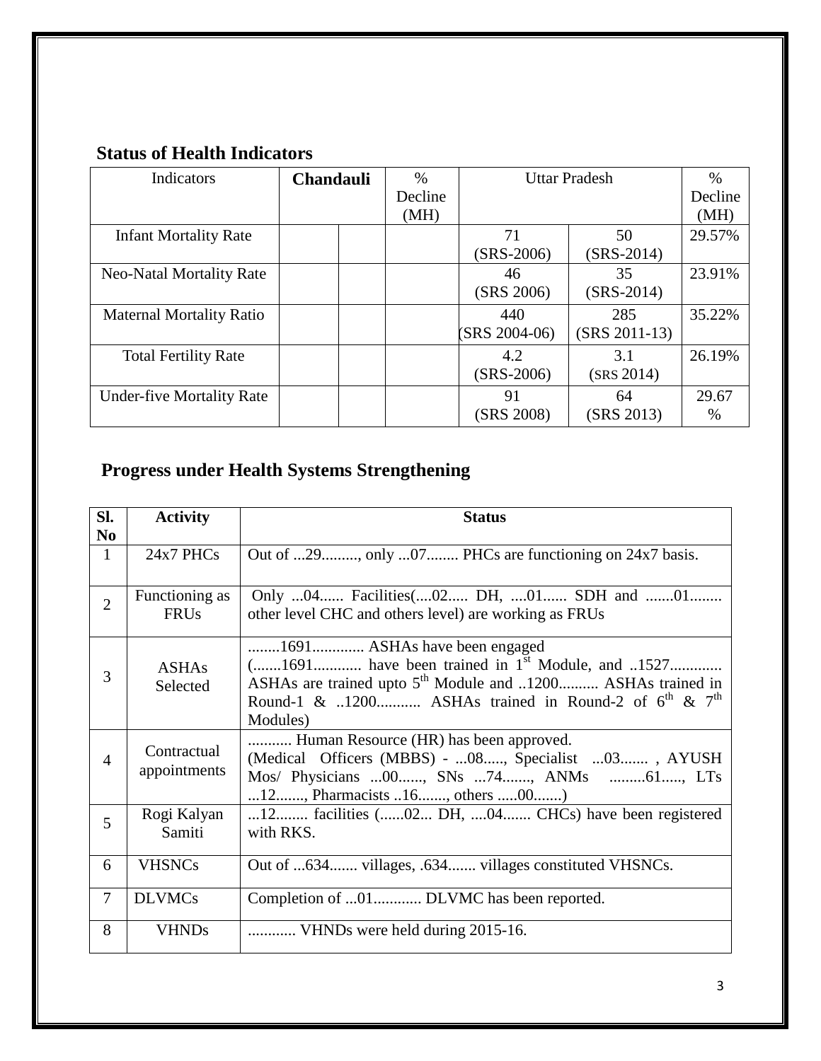## Status of Health Indicators

| Indicators | Chandauli | | % Decline (MH) | Uttar Pradesh | | % Decline (MH) |
|---|---|---|---|---|---|---|
| Infant Mortality Rate | | | | 71 (SRS-2006) | 50 (SRS-2014) | 29.57% |
| Neo-Natal Mortality Rate | | | | 46 (SRS 2006) | 35 (SRS-2014) | 23.91% |
| Maternal Mortality Ratio | | | | 440 (SRS 2004-06) | 285 (SRS 2011-13) | 35.22% |
| Total Fertility Rate | | | | 4.2 (SRS-2006) | 3.1 (SRS 2014) | 26.19% |
| Under-five Mortality Rate | | | | 91 (SRS 2008) | 64 (SRS 2013) | 29.67 % |

## Progress under Health Systems Strengthening

| Sl. No | Activity | Status |
|---|---|---|
| 1 | 24x7 PHCs | Out of ...29........., only ...07........ PHCs are functioning on 24x7 basis. |
| 2 | Functioning as FRUs | Only ...04...... Facilities(....02..... DH, ....01...... SDH and .......01........ other level CHC and others level) are working as FRUs |
| 3 | ASHAs Selected | ........1691............. ASHAs have been engaged (.......1691............ have been trained in 1st Module, and ..1527............ ASHAs are trained upto 5th Module and ..1200.......... ASHAs trained in Round-1 & ..1200........... ASHAs trained in Round-2 of 6th & 7th Modules) |
| 4 | Contractual appointments | ........... Human Resource (HR) has been approved. (Medical Officers (MBBS) - ...08....., Specialist ...03....... , AYUSH Mos/ Physicians ...00......, SNs ...74......., ANMs .........61....., LTs ...12......., Pharmacists ..16......., others .....00.......) |
| 5 | Rogi Kalyan Samiti | ...12........ facilities (......02... DH, ....04....... CHCs) have been registered with RKS. |
| 6 | VHSNCs | Out of ...634....... villages, .634....... villages constituted VHSNCs. |
| 7 | DLVMCs | Completion of ...01............ DLVMC has been reported. |
| 8 | VHNDs | ............ VHNDs were held during 2015-16. |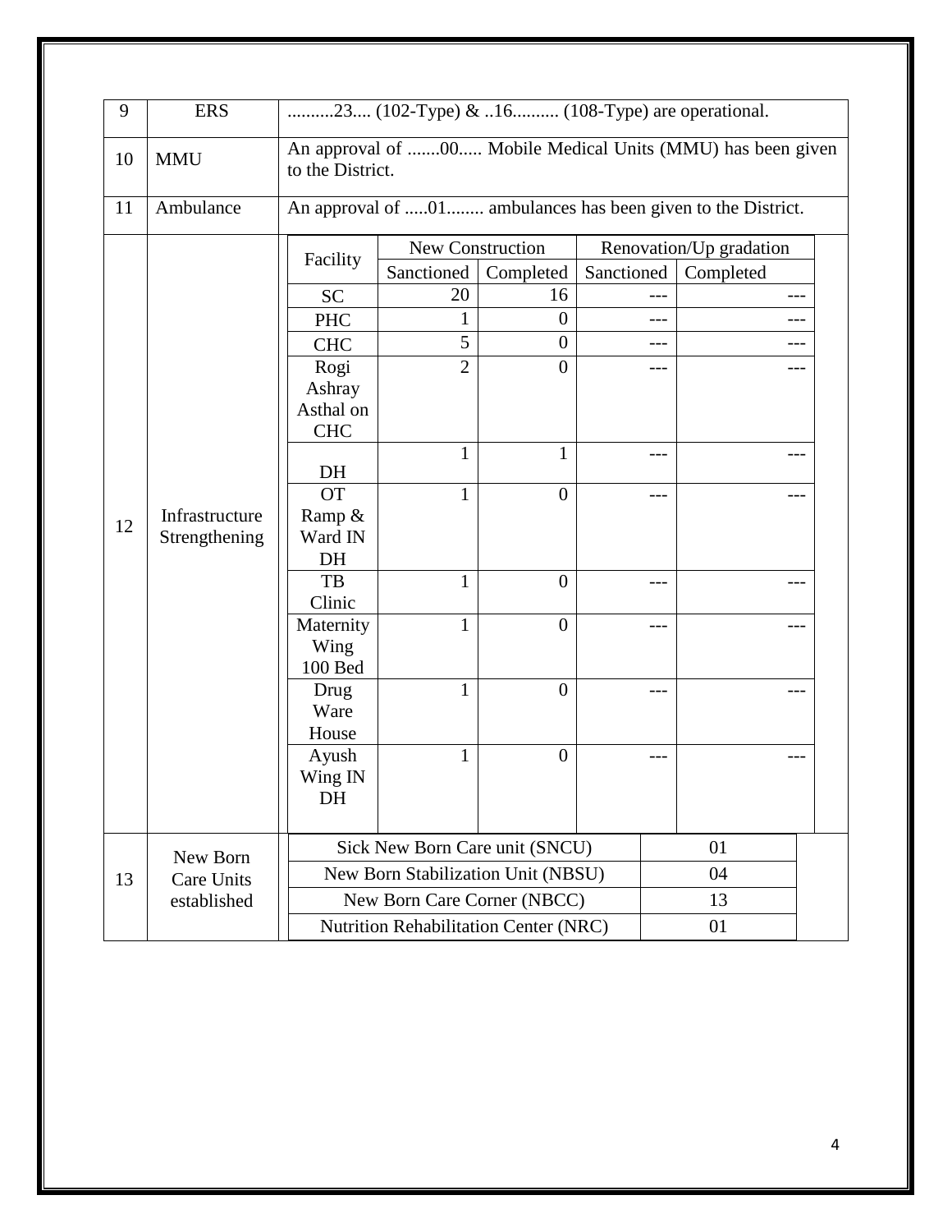| 9 | ERS | ..........23.... (102-Type) & ..16.......... (108-Type) are operational. |
|---|---|---|
| 10 | MMU | An approval of .......00..... Mobile Medical Units (MMU) has been given to the District. |
| 11 | Ambulance | An approval of .....01........ ambulances has been given to the District. |

**12 — Infrastructure Strengthening**

| Facility | New Construction | | Renovation/Up gradation | |
|---|---|---|---|---|
| | Sanctioned | Completed | Sanctioned | Completed |
| SC | 20 | 16 | --- | --- |
| PHC | 1 | 0 | --- | --- |
| CHC | 5 | 0 | --- | --- |
| Rogi Ashray Asthal on CHC | 2 | 0 | --- | --- |
| DH | 1 | 1 | --- | --- |
| OT Ramp & Ward IN DH | 1 | 0 | --- | --- |
| TB Clinic | 1 | 0 | --- | --- |
| Maternity Wing 100 Bed | 1 | 0 | --- | --- |
| Drug Ware House | 1 | 0 | --- | --- |
| Ayush Wing IN DH | 1 | 0 | --- | --- |

**13 — New Born Care Units established**

| Unit | Number |
|---|---|
| Sick New Born Care unit (SNCU) | 01 |
| New Born Stabilization Unit (NBSU) | 04 |
| New Born Care Corner (NBCC) | 13 |
| Nutrition Rehabilitation Center (NRC) | 01 |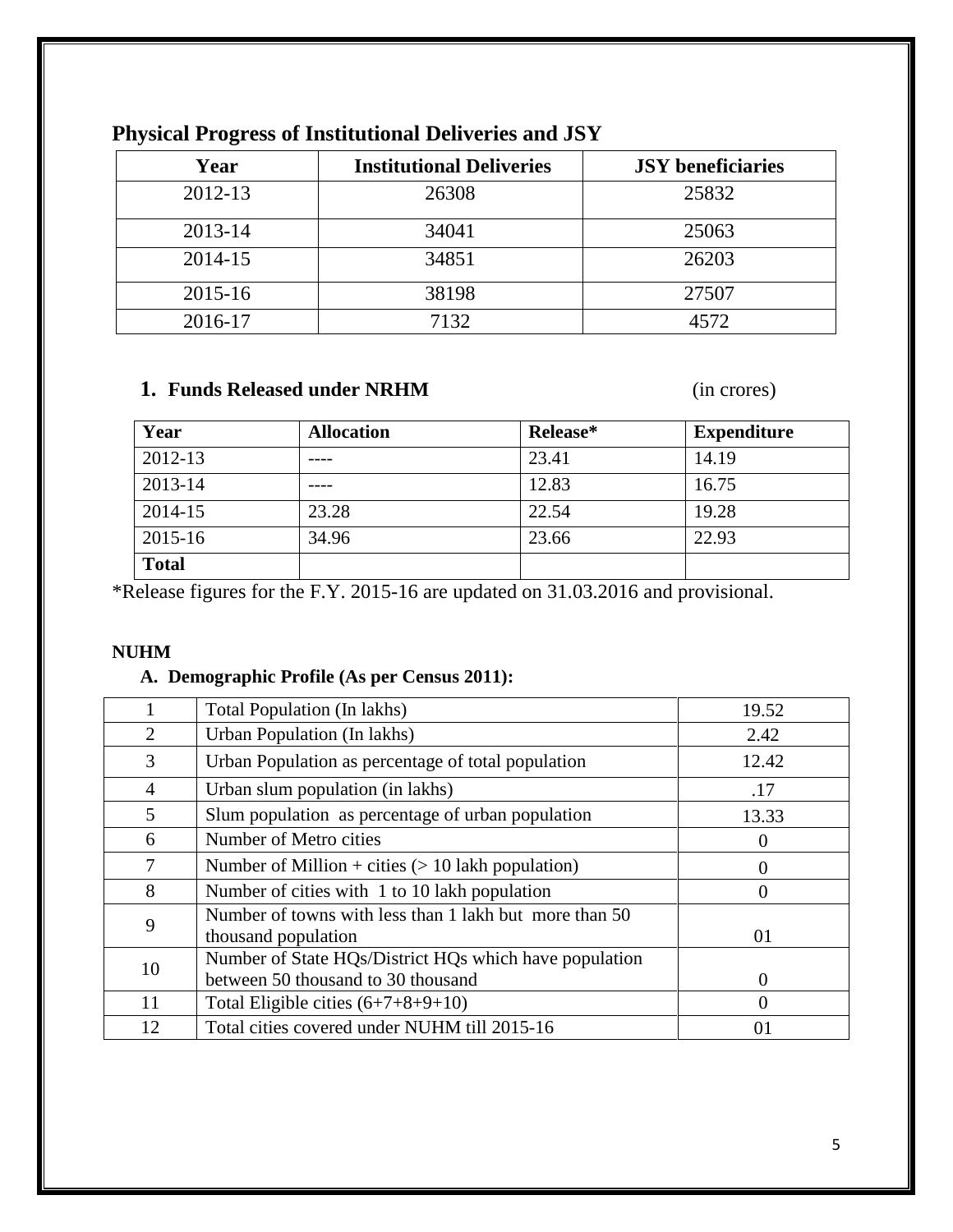## Physical Progress of Institutional Deliveries and JSY

| Year | Institutional Deliveries | JSY beneficiaries |
|---|---|---|
| 2012-13 | 26308 | 25832 |
| 2013-14 | 34041 | 25063 |
| 2014-15 | 34851 | 26203 |
| 2015-16 | 38198 | 27507 |
| 2016-17 | 7132 | 4572 |

### 1. Funds Released under NRHM (in crores)

| Year | Allocation | Release* | Expenditure |
|---|---|---|---|
| 2012-13 | ---- | 23.41 | 14.19 |
| 2013-14 | ---- | 12.83 | 16.75 |
| 2014-15 | 23.28 | 22.54 | 19.28 |
| 2015-16 | 34.96 | 23.66 | 22.93 |
| **Total** | | | |

*Release figures for the F.Y. 2015-16 are updated on 31.03.2016 and provisional.

**NUHM**

### A. Demographic Profile (As per Census 2011):

| | | |
|---|---|---|
| 1 | Total Population (In lakhs) | 19.52 |
| 2 | Urban Population (In lakhs) | 2.42 |
| 3 | Urban Population as percentage of total population | 12.42 |
| 4 | Urban slum population (in lakhs) | .17 |
| 5 | Slum population as percentage of urban population | 13.33 |
| 6 | Number of Metro cities | 0 |
| 7 | Number of Million + cities (> 10 lakh population) | 0 |
| 8 | Number of cities with 1 to 10 lakh population | 0 |
| 9 | Number of towns with less than 1 lakh but more than 50 thousand population | 01 |
| 10 | Number of State HQs/District HQs which have population between 50 thousand to 30 thousand | 0 |
| 11 | Total Eligible cities (6+7+8+9+10) | 0 |
| 12 | Total cities covered under NUHM till 2015-16 | 01 |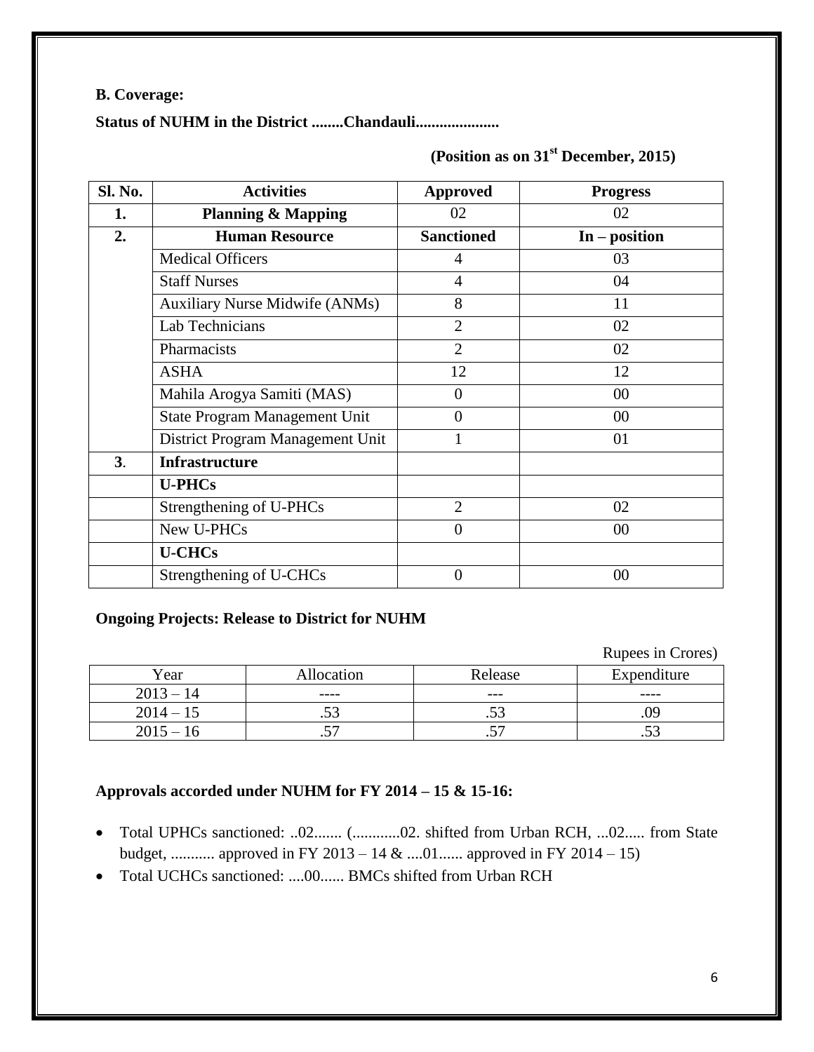**B. Coverage:**

**Status of NUHM in the District ........Chandauli.....................**

**(Position as on 31st December, 2015)**

| Sl. No. | Activities | Approved | Progress |
|---|---|---|---|
| **1.** | **Planning & Mapping** | 02 | 02 |
| **2.** | **Human Resource** | **Sanctioned** | **In – position** |
| | Medical Officers | 4 | 03 |
| | Staff Nurses | 4 | 04 |
| | Auxiliary Nurse Midwife (ANMs) | 8 | 11 |
| | Lab Technicians | 2 | 02 |
| | Pharmacists | 2 | 02 |
| | ASHA | 12 | 12 |
| | Mahila Arogya Samiti (MAS) | 0 | 00 |
| | State Program Management Unit | 0 | 00 |
| | District Program Management Unit | 1 | 01 |
| **3.** | **Infrastructure** | | |
| | **U-PHCs** | | |
| | Strengthening of U-PHCs | 2 | 02 |
| | New U-PHCs | 0 | 00 |
| | **U-CHCs** | | |
| | Strengthening of U-CHCs | 0 | 00 |

**Ongoing Projects: Release to District for NUHM**

Rupees in Crores)

| Year | Allocation | Release | Expenditure |
|---|---|---|---|
| 2013 – 14 | ---- | --- | ---- |
| 2014 – 15 | .53 | .53 | .09 |
| 2015 – 16 | .57 | .57 | .53 |

**Approvals accorded under NUHM for FY 2014 – 15 & 15-16:**

- Total UPHCs sanctioned: ..02....... (............02. shifted from Urban RCH, ...02..... from State budget, ........... approved in FY 2013 – 14 & ....01...... approved in FY 2014 – 15)
- Total UCHCs sanctioned: ....00...... BMCs shifted from Urban RCH